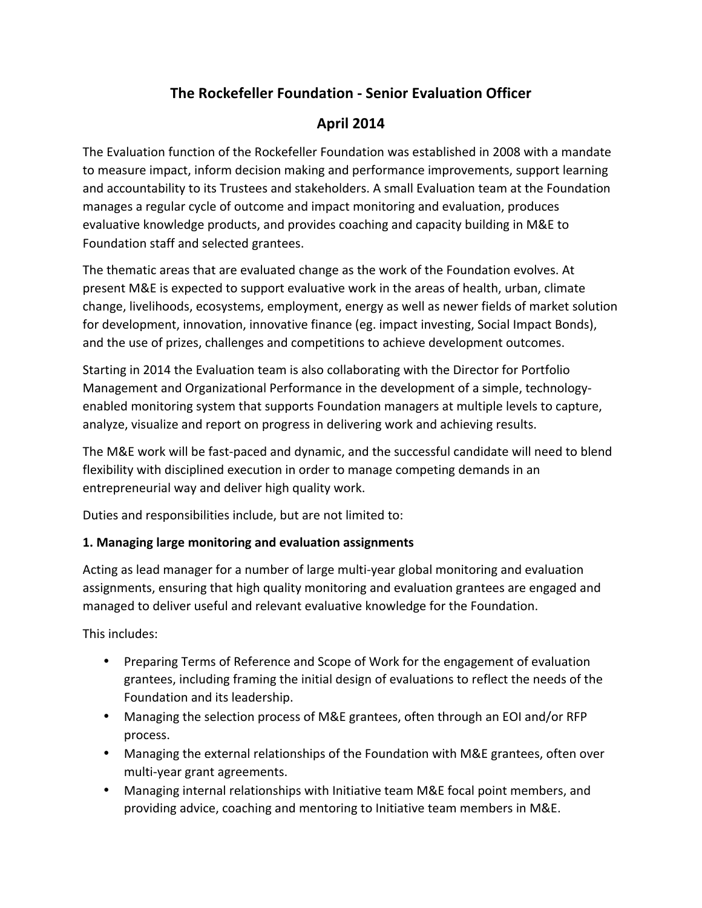# The Rockefeller Foundation - Senior Evaluation Officer

## April 2014

The Evaluation function of the Rockefeller Foundation was established in 2008 with a mandate to measure impact, inform decision making and performance improvements, support learning and accountability to its Trustees and stakeholders. A small Evaluation team at the Foundation manages a regular cycle of outcome and impact monitoring and evaluation, produces evaluative knowledge products, and provides coaching and capacity building in M&E to Foundation staff and selected grantees.

The thematic areas that are evaluated change as the work of the Foundation evolves. At present M&E is expected to support evaluative work in the areas of health, urban, climate change, livelihoods, ecosystems, employment, energy as well as newer fields of market solution for development, innovation, innovative finance (eg. impact investing, Social Impact Bonds), and the use of prizes, challenges and competitions to achieve development outcomes.

Starting in 2014 the Evaluation team is also collaborating with the Director for Portfolio Management and Organizational Performance in the development of a simple, technology-enabled monitoring system that supports Foundation managers at multiple levels to capture, analyze, visualize and report on progress in delivering work and achieving results.

The M&E work will be fast-paced and dynamic, and the successful candidate will need to blend flexibility with disciplined execution in order to manage competing demands in an entrepreneurial way and deliver high quality work.

Duties and responsibilities include, but are not limited to:

**1. Managing large monitoring and evaluation assignments**

Acting as lead manager for a number of large multi-year global monitoring and evaluation assignments, ensuring that high quality monitoring and evaluation grantees are engaged and managed to deliver useful and relevant evaluative knowledge for the Foundation.

This includes:

- Preparing Terms of Reference and Scope of Work for the engagement of evaluation grantees, including framing the initial design of evaluations to reflect the needs of the Foundation and its leadership.
- Managing the selection process of M&E grantees, often through an EOI and/or RFP process.
- Managing the external relationships of the Foundation with M&E grantees, often over multi-year grant agreements.
- Managing internal relationships with Initiative team M&E focal point members, and providing advice, coaching and mentoring to Initiative team members in M&E.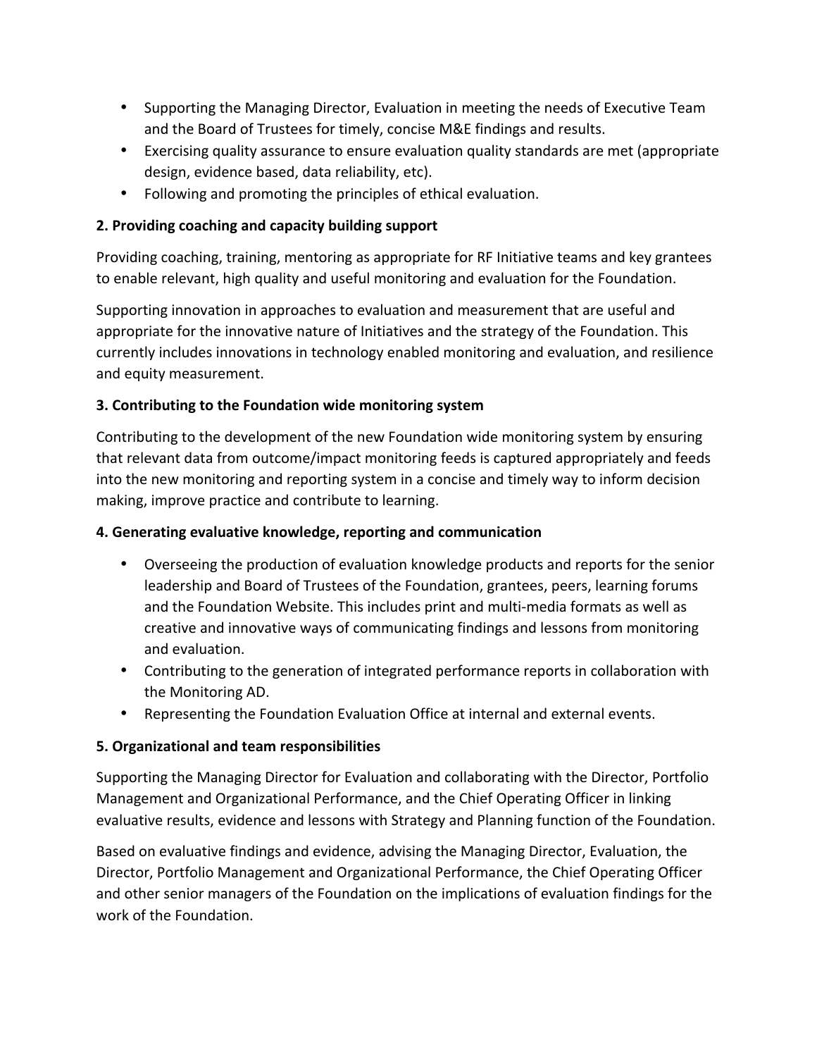- Supporting the Managing Director, Evaluation in meeting the needs of Executive Team and the Board of Trustees for timely, concise M&E findings and results.
- Exercising quality assurance to ensure evaluation quality standards are met (appropriate design, evidence based, data reliability, etc).
- Following and promoting the principles of ethical evaluation.

**2. Providing coaching and capacity building support**

Providing coaching, training, mentoring as appropriate for RF Initiative teams and key grantees to enable relevant, high quality and useful monitoring and evaluation for the Foundation.

Supporting innovation in approaches to evaluation and measurement that are useful and appropriate for the innovative nature of Initiatives and the strategy of the Foundation. This currently includes innovations in technology enabled monitoring and evaluation, and resilience and equity measurement.

**3. Contributing to the Foundation wide monitoring system**

Contributing to the development of the new Foundation wide monitoring system by ensuring that relevant data from outcome/impact monitoring feeds is captured appropriately and feeds into the new monitoring and reporting system in a concise and timely way to inform decision making, improve practice and contribute to learning.

**4. Generating evaluative knowledge, reporting and communication**

- Overseeing the production of evaluation knowledge products and reports for the senior leadership and Board of Trustees of the Foundation, grantees, peers, learning forums and the Foundation Website. This includes print and multi-media formats as well as creative and innovative ways of communicating findings and lessons from monitoring and evaluation.
- Contributing to the generation of integrated performance reports in collaboration with the Monitoring AD.
- Representing the Foundation Evaluation Office at internal and external events.

**5. Organizational and team responsibilities**

Supporting the Managing Director for Evaluation and collaborating with the Director, Portfolio Management and Organizational Performance, and the Chief Operating Officer in linking evaluative results, evidence and lessons with Strategy and Planning function of the Foundation.

Based on evaluative findings and evidence, advising the Managing Director, Evaluation, the Director, Portfolio Management and Organizational Performance, the Chief Operating Officer and other senior managers of the Foundation on the implications of evaluation findings for the work of the Foundation.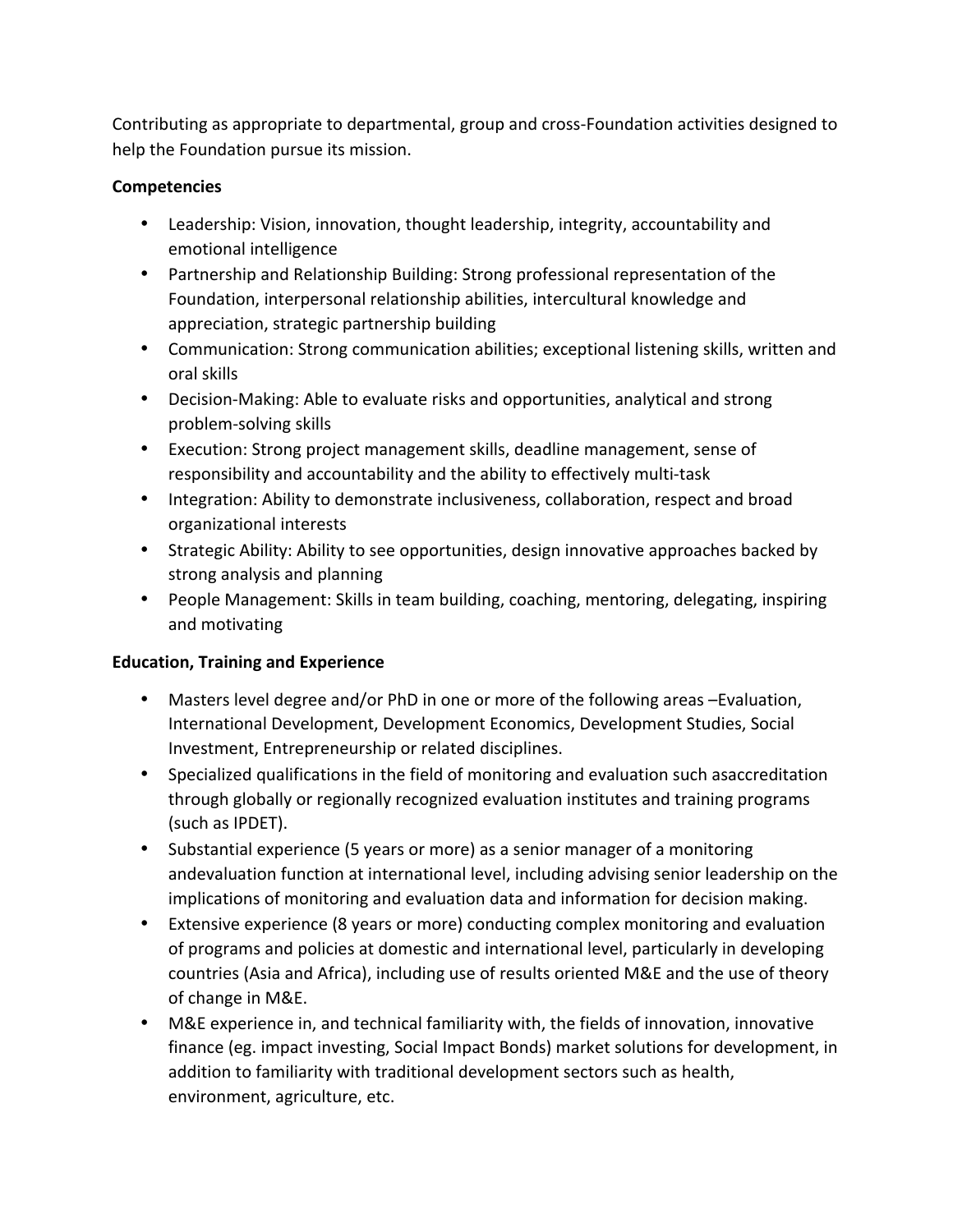Contributing as appropriate to departmental, group and cross-Foundation activities designed to help the Foundation pursue its mission.

**Competencies**

- Leadership: Vision, innovation, thought leadership, integrity, accountability and emotional intelligence
- Partnership and Relationship Building: Strong professional representation of the Foundation, interpersonal relationship abilities, intercultural knowledge and appreciation, strategic partnership building
- Communication: Strong communication abilities; exceptional listening skills, written and oral skills
- Decision-Making: Able to evaluate risks and opportunities, analytical and strong problem-solving skills
- Execution: Strong project management skills, deadline management, sense of responsibility and accountability and the ability to effectively multi-task
- Integration: Ability to demonstrate inclusiveness, collaboration, respect and broad organizational interests
- Strategic Ability: Ability to see opportunities, design innovative approaches backed by strong analysis and planning
- People Management: Skills in team building, coaching, mentoring, delegating, inspiring and motivating

**Education, Training and Experience**

- Masters level degree and/or PhD in one or more of the following areas –Evaluation, International Development, Development Economics, Development Studies, Social Investment, Entrepreneurship or related disciplines.
- Specialized qualifications in the field of monitoring and evaluation such asaccreditation through globally or regionally recognized evaluation institutes and training programs (such as IPDET).
- Substantial experience (5 years or more) as a senior manager of a monitoring andevaluation function at international level, including advising senior leadership on the implications of monitoring and evaluation data and information for decision making.
- Extensive experience (8 years or more) conducting complex monitoring and evaluation of programs and policies at domestic and international level, particularly in developing countries (Asia and Africa), including use of results oriented M&E and the use of theory of change in M&E.
- M&E experience in, and technical familiarity with, the fields of innovation, innovative finance (eg. impact investing, Social Impact Bonds) market solutions for development, in addition to familiarity with traditional development sectors such as health, environment, agriculture, etc.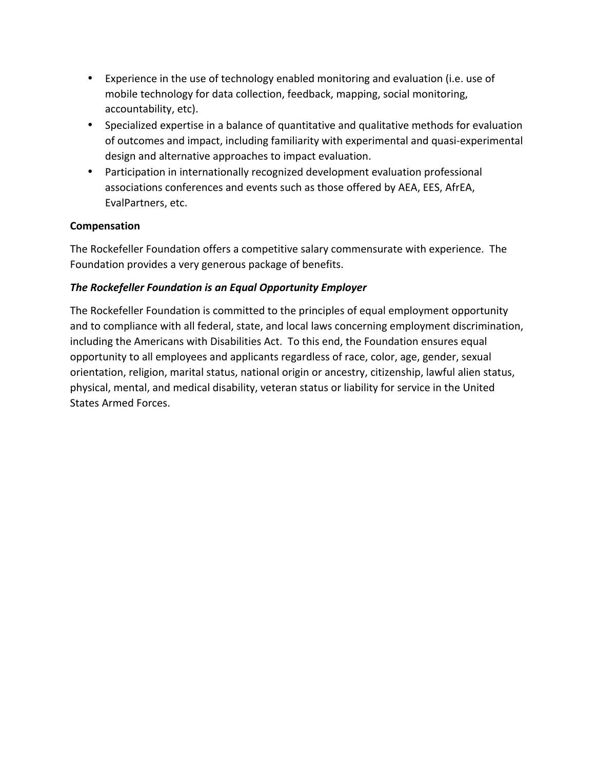- Experience in the use of technology enabled monitoring and evaluation (i.e. use of mobile technology for data collection, feedback, mapping, social monitoring, accountability, etc).
- Specialized expertise in a balance of quantitative and qualitative methods for evaluation of outcomes and impact, including familiarity with experimental and quasi-experimental design and alternative approaches to impact evaluation.
- Participation in internationally recognized development evaluation professional associations conferences and events such as those offered by AEA, EES, AfrEA, EvalPartners, etc.

**Compensation**

The Rockefeller Foundation offers a competitive salary commensurate with experience. The Foundation provides a very generous package of benefits.

***The Rockefeller Foundation is an Equal Opportunity Employer***

The Rockefeller Foundation is committed to the principles of equal employment opportunity and to compliance with all federal, state, and local laws concerning employment discrimination, including the Americans with Disabilities Act. To this end, the Foundation ensures equal opportunity to all employees and applicants regardless of race, color, age, gender, sexual orientation, religion, marital status, national origin or ancestry, citizenship, lawful alien status, physical, mental, and medical disability, veteran status or liability for service in the United States Armed Forces.